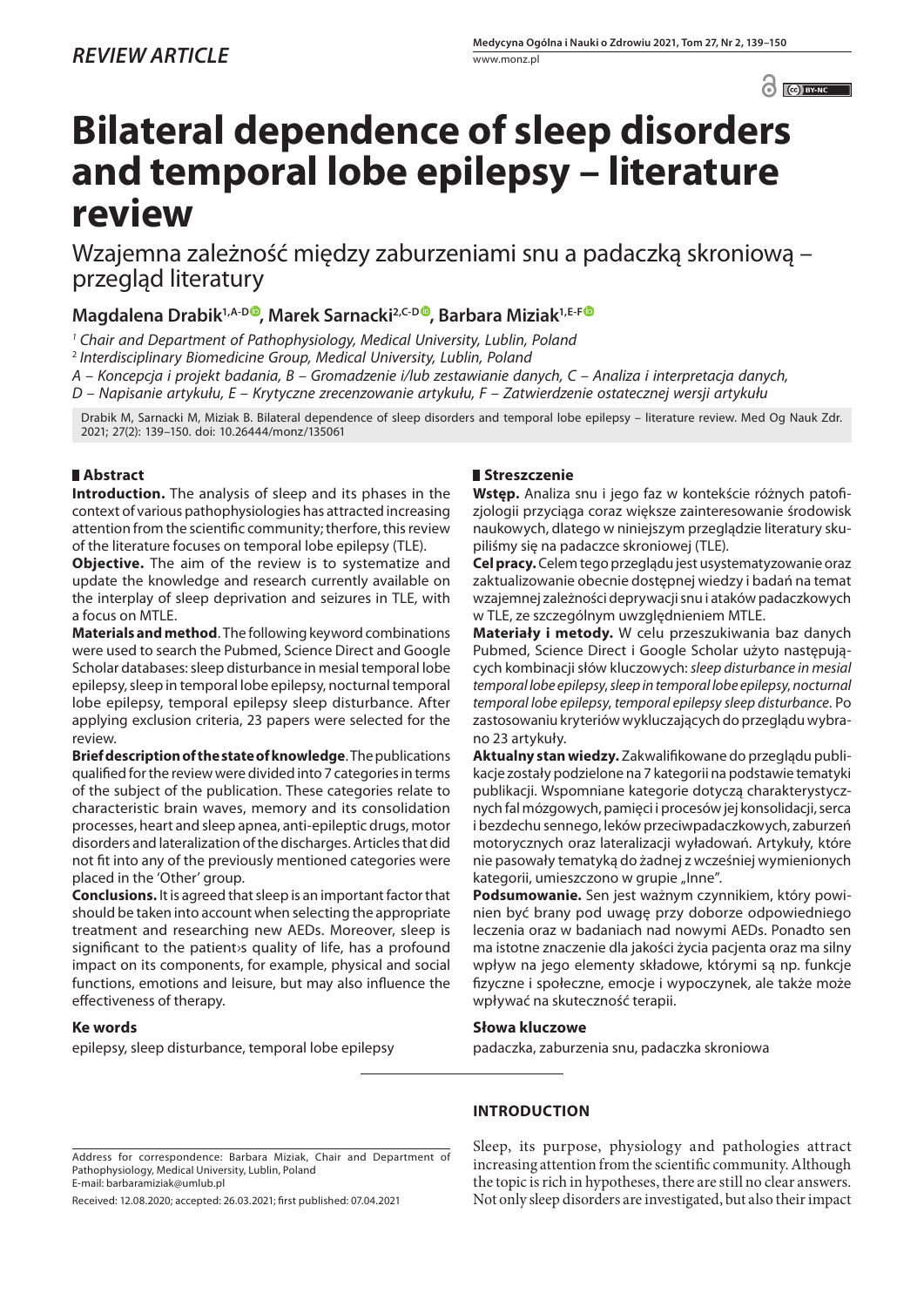*REVIEW ARTICLE*

# Bilateral dependence of sleep disorders and temporal lobe epilepsy – literature review

Wzajemna zależność między zaburzeniami snu a padaczką skroniową – przegląd literatury

**Magdalena Drabik[1,A-D], Marek Sarnacki[2,C-D], Barbara Miziak[1,E-F]**

[1] *Chair and Department of Pathophysiology, Medical University, Lublin, Poland*

[2] *Interdisciplinary Biomedicine Group, Medical University, Lublin, Poland*

*A – Koncepcja i projekt badania, B – Gromadzenie i/lub zestawianie danych, C – Analiza i interpretacja danych, D – Napisanie artykułu, E – Krytyczne zrecenzowanie artykułu, F – Zatwierdzenie ostatecznej wersji artykułu*

Drabik M, Sarnacki M, Miziak B. Bilateral dependence of sleep disorders and temporal lobe epilepsy – literature review. Med Og Nauk Zdr. 2021; 27(2): 139–150. doi: 10.26444/monz/135061

## Abstract

**Introduction.** The analysis of sleep and its phases in the context of various pathophysiologies has attracted increasing attention from the scientific community; therfore, this review of the literature focuses on temporal lobe epilepsy (TLE).

**Objective.** The aim of the review is to systematize and update the knowledge and research currently available on the interplay of sleep deprivation and seizures in TLE, with a focus on MTLE.

**Materials and method**. The following keyword combinations were used to search the Pubmed, Science Direct and Google Scholar databases: sleep disturbance in mesial temporal lobe epilepsy, sleep in temporal lobe epilepsy, nocturnal temporal lobe epilepsy, temporal epilepsy sleep disturbance. After applying exclusion criteria, 23 papers were selected for the review.

**Brief description of the state of knowledge**. The publications qualified for the review were divided into 7 categories in terms of the subject of the publication. These categories relate to characteristic brain waves, memory and its consolidation processes, heart and sleep apnea, anti-epileptic drugs, motor disorders and lateralization of the discharges. Articles that did not fit into any of the previously mentioned categories were placed in the 'Other' group.

**Conclusions.** It is agreed that sleep is an important factor that should be taken into account when selecting the appropriate treatment and researching new AEDs. Moreover, sleep is significant to the patient›s quality of life, has a profound impact on its components, for example, physical and social functions, emotions and leisure, but may also influence the effectiveness of therapy.

### Ke words

epilepsy, sleep disturbance, temporal lobe epilepsy

## Streszczenie

**Wstęp.** Analiza snu i jego faz w kontekście różnych patofizjologii przyciąga coraz większe zainteresowanie środowisk naukowych, dlatego w niniejszym przeglądzie literatury skupiliśmy się na padaczce skroniowej (TLE).

**Cel pracy.** Celem tego przeglądu jest usystematyzowanie oraz zaktualizowanie obecnie dostępnej wiedzy i badań na temat wzajemnej zależności deprywacji snu i ataków padaczkowych w TLE, ze szczególnym uwzględnieniem MTLE.

**Materiały i metody.** W celu przeszukiwania baz danych Pubmed, Science Direct i Google Scholar użyto następujących kombinacji słów kluczowych: *sleep disturbance in mesial temporal lobe epilepsy*, *sleep in temporal lobe epilepsy*, *nocturnal temporal lobe epilepsy*, *temporal epilepsy sleep disturbance*. Po zastosowaniu kryteriów wykluczających do przeglądu wybrano 23 artykuły.

**Aktualny stan wiedzy.** Zakwalifikowane do przeglądu publikacje zostały podzielone na 7 kategorii na podstawie tematyki publikacji. Wspomniane kategorie dotyczą charakterystycznych fal mózgowych, pamięci i procesów jej konsolidacji, serca i bezdechu sennego, leków przeciwpadaczkowych, zaburzeń motorycznych oraz lateralizacji wyładowań. Artykuły, które nie pasowały tematyką do żadnej z wcześniej wymienionych kategorii, umieszczono w grupie „Inne".

**Podsumowanie.** Sen jest ważnym czynnikiem, który powinien być brany pod uwagę przy doborze odpowiedniego leczenia oraz w badaniach nad nowymi AEDs. Ponadto sen ma istotne znaczenie dla jakości życia pacjenta oraz ma silny wpływ na jego elementy składowe, którymi są np. funkcje fizyczne i społeczne, emocje i wypoczynek, ale także może wpływać na skuteczność terapii.

### Słowa kluczowe

padaczka, zaburzenia snu, padaczka skroniowa

## INTRODUCTION

Sleep, its purpose, physiology and pathologies attract increasing attention from the scientific community. Although the topic is rich in hypotheses, there are still no clear answers. Not only sleep disorders are investigated, but also their impact

Address for correspondence: Barbara Miziak, Chair and Department of Pathophysiology, Medical University, Lublin, Poland
E-mail: barbaramiziak@umlub.pl

Received: 12.08.2020; accepted: 26.03.2021; first published: 07.04.2021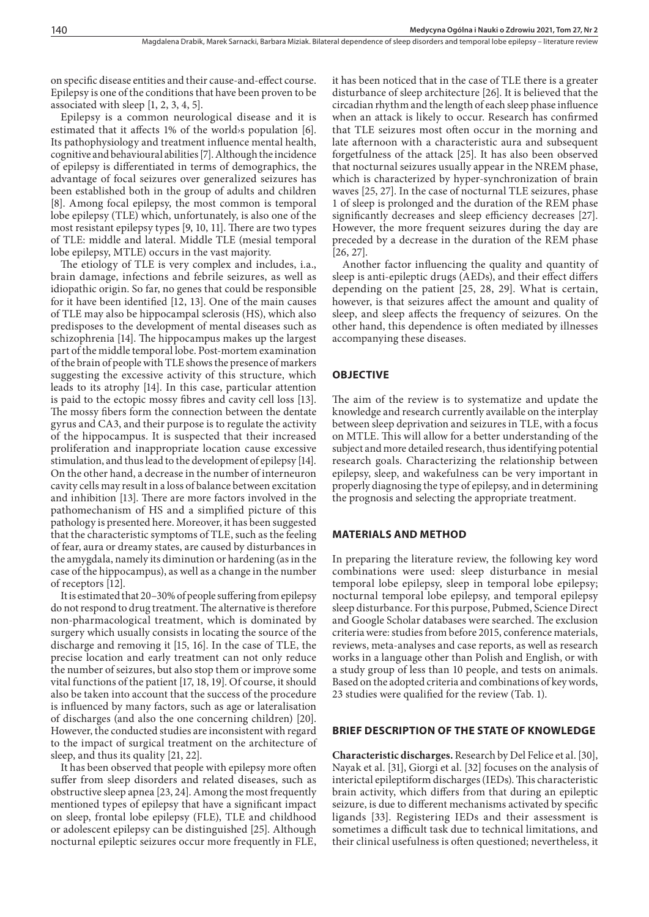on specific disease entities and their cause-and-effect course. Epilepsy is one of the conditions that have been proven to be associated with sleep [1, 2, 3, 4, 5].

Epilepsy is a common neurological disease and it is estimated that it affects 1% of the world›s population [6]. Its pathophysiology and treatment influence mental health, cognitive and behavioural abilities [7]. Although the incidence of epilepsy is differentiated in terms of demographics, the advantage of focal seizures over generalized seizures has been established both in the group of adults and children [8]. Among focal epilepsy, the most common is temporal lobe epilepsy (TLE) which, unfortunately, is also one of the most resistant epilepsy types [9, 10, 11]. There are two types of TLE: middle and lateral. Middle TLE (mesial temporal lobe epilepsy, MTLE) occurs in the vast majority.

The etiology of TLE is very complex and includes, i.a., brain damage, infections and febrile seizures, as well as idiopathic origin. So far, no genes that could be responsible for it have been identified [12, 13]. One of the main causes of TLE may also be hippocampal sclerosis (HS), which also predisposes to the development of mental diseases such as schizophrenia [14]. The hippocampus makes up the largest part of the middle temporal lobe. Post-mortem examination of the brain of people with TLE shows the presence of markers suggesting the excessive activity of this structure, which leads to its atrophy [14]. In this case, particular attention is paid to the ectopic mossy fibres and cavity cell loss [13]. The mossy fibers form the connection between the dentate gyrus and CA3, and their purpose is to regulate the activity of the hippocampus. It is suspected that their increased proliferation and inappropriate location cause excessive stimulation, and thus lead to the development of epilepsy [14]. On the other hand, a decrease in the number of interneuron cavity cells may result in a loss of balance between excitation and inhibition [13]. There are more factors involved in the pathomechanism of HS and a simplified picture of this pathology is presented here. Moreover, it has been suggested that the characteristic symptoms of TLE, such as the feeling of fear, aura or dreamy states, are caused by disturbances in the amygdala, namely its diminution or hardening (as in the case of the hippocampus), as well as a change in the number of receptors [12].

It is estimated that 20–30% of people suffering from epilepsy do not respond to drug treatment. The alternative is therefore non-pharmacological treatment, which is dominated by surgery which usually consists in locating the source of the discharge and removing it [15, 16]. In the case of TLE, the precise location and early treatment can not only reduce the number of seizures, but also stop them or improve some vital functions of the patient [17, 18, 19]. Of course, it should also be taken into account that the success of the procedure is influenced by many factors, such as age or lateralisation of discharges (and also the one concerning children) [20]. However, the conducted studies are inconsistent with regard to the impact of surgical treatment on the architecture of sleep, and thus its quality [21, 22].

It has been observed that people with epilepsy more often suffer from sleep disorders and related diseases, such as obstructive sleep apnea [23, 24]. Among the most frequently mentioned types of epilepsy that have a significant impact on sleep, frontal lobe epilepsy (FLE), TLE and childhood or adolescent epilepsy can be distinguished [25]. Although nocturnal epileptic seizures occur more frequently in FLE, it has been noticed that in the case of TLE there is a greater disturbance of sleep architecture [26]. It is believed that the circadian rhythm and the length of each sleep phase influence when an attack is likely to occur. Research has confirmed that TLE seizures most often occur in the morning and late afternoon with a characteristic aura and subsequent forgetfulness of the attack [25]. It has also been observed that nocturnal seizures usually appear in the NREM phase, which is characterized by hyper-synchronization of brain waves [25, 27]. In the case of nocturnal TLE seizures, phase 1 of sleep is prolonged and the duration of the REM phase significantly decreases and sleep efficiency decreases [27]. However, the more frequent seizures during the day are preceded by a decrease in the duration of the REM phase [26, 27].

Another factor influencing the quality and quantity of sleep is anti-epileptic drugs (AEDs), and their effect differs depending on the patient [25, 28, 29]. What is certain, however, is that seizures affect the amount and quality of sleep, and sleep affects the frequency of seizures. On the other hand, this dependence is often mediated by illnesses accompanying these diseases.

## OBJECTIVE

The aim of the review is to systematize and update the knowledge and research currently available on the interplay between sleep deprivation and seizures in TLE, with a focus on MTLE. This will allow for a better understanding of the subject and more detailed research, thus identifying potential research goals. Characterizing the relationship between epilepsy, sleep, and wakefulness can be very important in properly diagnosing the type of epilepsy, and in determining the prognosis and selecting the appropriate treatment.

## MATERIALS AND METHOD

In preparing the literature review, the following key word combinations were used: sleep disturbance in mesial temporal lobe epilepsy, sleep in temporal lobe epilepsy; nocturnal temporal lobe epilepsy, and temporal epilepsy sleep disturbance. For this purpose, Pubmed, Science Direct and Google Scholar databases were searched. The exclusion criteria were: studies from before 2015, conference materials, reviews, meta-analyses and case reports, as well as research works in a language other than Polish and English, or with a study group of less than 10 people, and tests on animals. Based on the adopted criteria and combinations of key words, 23 studies were qualified for the review (Tab. 1).

## BRIEF DESCRIPTION OF THE STATE OF KNOWLEDGE

**Characteristic discharges.** Research by Del Felice et al. [30], Nayak et al. [31], Giorgi et al. [32] focuses on the analysis of interictal epileptiform discharges (IEDs). This characteristic brain activity, which differs from that during an epileptic seizure, is due to different mechanisms activated by specific ligands [33]. Registering IEDs and their assessment is sometimes a difficult task due to technical limitations, and their clinical usefulness is often questioned; nevertheless, it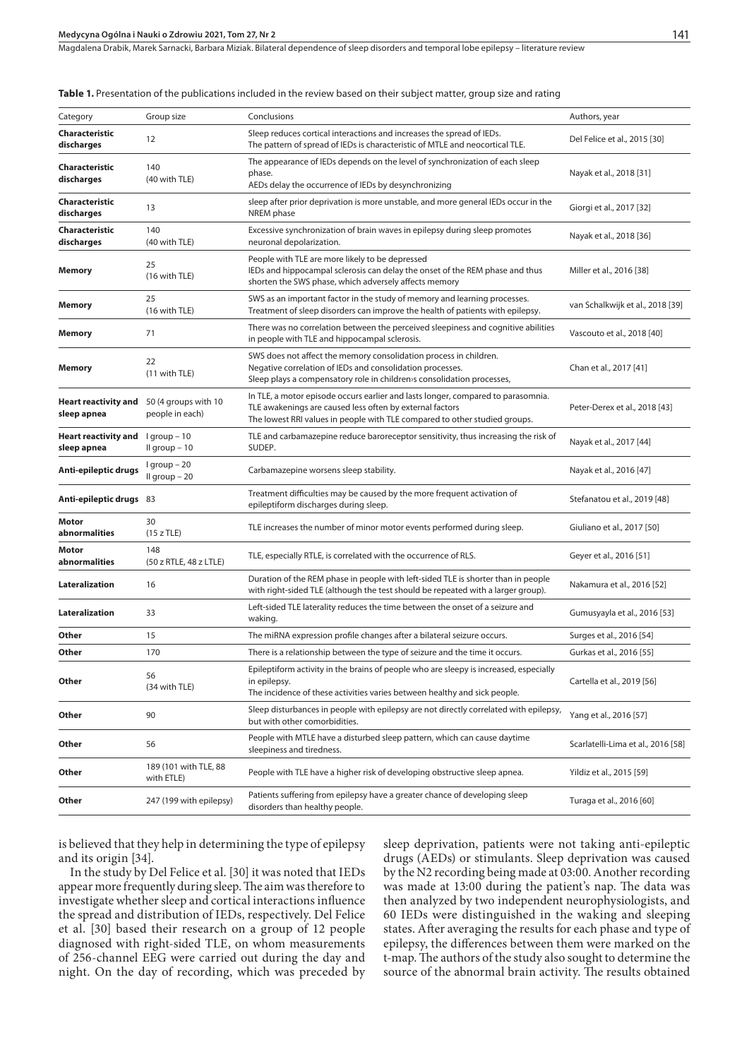**Table 1.** Presentation of the publications included in the review based on their subject matter, group size and rating

| Category | Group size | Conclusions | Authors, year |
|---|---|---|---|
| **Characteristic discharges** | 12 | Sleep reduces cortical interactions and increases the spread of IEDs. The pattern of spread of IEDs is characteristic of MTLE and neocortical TLE. | Del Felice et al., 2015 [30] |
| **Characteristic discharges** | 140 (40 with TLE) | The appearance of IEDs depends on the level of synchronization of each sleep phase. AEDs delay the occurrence of IEDs by desynchronizing | Nayak et al., 2018 [31] |
| **Characteristic discharges** | 13 | sleep after prior deprivation is more unstable, and more general IEDs occur in the NREM phase | Giorgi et al., 2017 [32] |
| **Characteristic discharges** | 140 (40 with TLE) | Excessive synchronization of brain waves in epilepsy during sleep promotes neuronal depolarization. | Nayak et al., 2018 [36] |
| **Memory** | 25 (16 with TLE) | People with TLE are more likely to be depressed IEDs and hippocampal sclerosis can delay the onset of the REM phase and thus shorten the SWS phase, which adversely affects memory | Miller et al., 2016 [38] |
| **Memory** | 25 (16 with TLE) | SWS as an important factor in the study of memory and learning processes. Treatment of sleep disorders can improve the health of patients with epilepsy. | van Schalkwijk et al., 2018 [39] |
| **Memory** | 71 | There was no correlation between the perceived sleepiness and cognitive abilities in people with TLE and hippocampal sclerosis. | Vascouto et al., 2018 [40] |
| **Memory** | 22 (11 with TLE) | SWS does not affect the memory consolidation process in children. Negative correlation of IEDs and consolidation processes. Sleep plays a compensatory role in children›s consolidation processes, | Chan et al., 2017 [41] |
| **Heart reactivity and sleep apnea** | 50 (4 groups with 10 people in each) | In TLE, a motor episode occurs earlier and lasts longer, compared to parasomnia. TLE awakenings are caused less often by external factors The lowest RRI values in people with TLE compared to other studied groups. | Peter-Derex et al., 2018 [43] |
| **Heart reactivity and sleep apnea** | I group – 10 II group – 10 | TLE and carbamazepine reduce baroreceptor sensitivity, thus increasing the risk of SUDEP. | Nayak et al., 2017 [44] |
| **Anti-epileptic drugs** | I group – 20 II group – 20 | Carbamazepine worsens sleep stability. | Nayak et al., 2016 [47] |
| **Anti-epileptic drugs** | 83 | Treatment difficulties may be caused by the more frequent activation of epileptiform discharges during sleep. | Stefanatou et al., 2019 [48] |
| **Motor abnormalities** | 30 (15 z TLE) | TLE increases the number of minor motor events performed during sleep. | Giuliano et al., 2017 [50] |
| **Motor abnormalities** | 148 (50 z RTLE, 48 z LTLE) | TLE, especially RTLE, is correlated with the occurrence of RLS. | Geyer et al., 2016 [51] |
| **Lateralization** | 16 | Duration of the REM phase in people with left-sided TLE is shorter than in people with right-sided TLE (although the test should be repeated with a larger group). | Nakamura et al., 2016 [52] |
| **Lateralization** | 33 | Left-sided TLE laterality reduces the time between the onset of a seizure and waking. | Gumusyayla et al., 2016 [53] |
| **Other** | 15 | The miRNA expression profile changes after a bilateral seizure occurs. | Surges et al., 2016 [54] |
| **Other** | 170 | There is a relationship between the type of seizure and the time it occurs. | Gurkas et al., 2016 [55] |
| **Other** | 56 (34 with TLE) | Epileptiform activity in the brains of people who are sleepy is increased, especially in epilepsy. The incidence of these activities varies between healthy and sick people. | Cartella et al., 2019 [56] |
| **Other** | 90 | Sleep disturbances in people with epilepsy are not directly correlated with epilepsy, but with other comorbidities. | Yang et al., 2016 [57] |
| **Other** | 56 | People with MTLE have a disturbed sleep pattern, which can cause daytime sleepiness and tiredness. | Scarlatelli-Lima et al., 2016 [58] |
| **Other** | 189 (101 with TLE, 88 with ETLE) | People with TLE have a higher risk of developing obstructive sleep apnea. | Yildiz et al., 2015 [59] |
| **Other** | 247 (199 with epilepsy) | Patients suffering from epilepsy have a greater chance of developing sleep disorders than healthy people. | Turaga et al., 2016 [60] |

is believed that they help in determining the type of epilepsy and its origin [34].

In the study by Del Felice et al. [30] it was noted that IEDs appear more frequently during sleep. The aim was therefore to investigate whether sleep and cortical interactions influence the spread and distribution of IEDs, respectively. Del Felice et al. [30] based their research on a group of 12 people diagnosed with right-sided TLE, on whom measurements of 256-channel EEG were carried out during the day and night. On the day of recording, which was preceded by sleep deprivation, patients were not taking anti-epileptic drugs (AEDs) or stimulants. Sleep deprivation was caused by the N2 recording being made at 03:00. Another recording was made at 13:00 during the patient's nap. The data was then analyzed by two independent neurophysiologists, and 60 IEDs were distinguished in the waking and sleeping states. After averaging the results for each phase and type of epilepsy, the differences between them were marked on the t-map. The authors of the study also sought to determine the source of the abnormal brain activity. The results obtained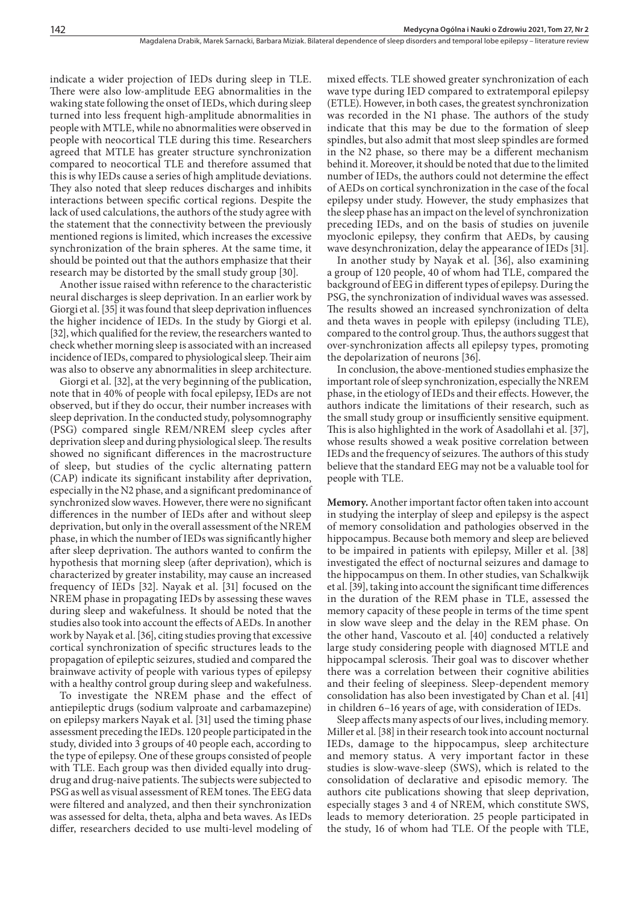indicate a wider projection of IEDs during sleep in TLE. There were also low-amplitude EEG abnormalities in the waking state following the onset of IEDs, which during sleep turned into less frequent high-amplitude abnormalities in people with MTLE, while no abnormalities were observed in people with neocortical TLE during this time. Researchers agreed that MTLE has greater structure synchronization compared to neocortical TLE and therefore assumed that this is why IEDs cause a series of high amplitude deviations. They also noted that sleep reduces discharges and inhibits interactions between specific cortical regions. Despite the lack of used calculations, the authors of the study agree with the statement that the connectivity between the previously mentioned regions is limited, which increases the excessive synchronization of the brain spheres. At the same time, it should be pointed out that the authors emphasize that their research may be distorted by the small study group [30].

Another issue raised withn reference to the characteristic neural discharges is sleep deprivation. In an earlier work by Giorgi et al. [35] it was found that sleep deprivation influences the higher incidence of IEDs. In the study by Giorgi et al. [32], which qualified for the review, the researchers wanted to check whether morning sleep is associated with an increased incidence of IEDs, compared to physiological sleep. Their aim was also to observe any abnormalities in sleep architecture.

Giorgi et al. [32], at the very beginning of the publication, note that in 40% of people with focal epilepsy, IEDs are not observed, but if they do occur, their number increases with sleep deprivation. In the conducted study, polysomnography (PSG) compared single REM/NREM sleep cycles after deprivation sleep and during physiological sleep. The results showed no significant differences in the macrostructure of sleep, but studies of the cyclic alternating pattern (CAP) indicate its significant instability after deprivation, especially in the N2 phase, and a significant predominance of synchronized slow waves. However, there were no significant differences in the number of IEDs after and without sleep deprivation, but only in the overall assessment of the NREM phase, in which the number of IEDs was significantly higher after sleep deprivation. The authors wanted to confirm the hypothesis that morning sleep (after deprivation), which is characterized by greater instability, may cause an increased frequency of IEDs [32]. Nayak et al. [31] focused on the NREM phase in propagating IEDs by assessing these waves during sleep and wakefulness. It should be noted that the studies also took into account the effects of AEDs. In another work by Nayak et al. [36], citing studies proving that excessive cortical synchronization of specific structures leads to the propagation of epileptic seizures, studied and compared the brainwave activity of people with various types of epilepsy with a healthy control group during sleep and wakefulness.

To investigate the NREM phase and the effect of antiepileptic drugs (sodium valproate and carbamazepine) on epilepsy markers Nayak et al. [31] used the timing phase assessment preceding the IEDs. 120 people participated in the study, divided into 3 groups of 40 people each, according to the type of epilepsy. One of these groups consisted of people with TLE. Each group was then divided equally into drug-drug and drug-naive patients. The subjects were subjected to PSG as well as visual assessment of REM tones. The EEG data were filtered and analyzed, and then their synchronization was assessed for delta, theta, alpha and beta waves. As IEDs differ, researchers decided to use multi-level modeling of mixed effects. TLE showed greater synchronization of each wave type during IED compared to extratemporal epilepsy (ETLE). However, in both cases, the greatest synchronization was recorded in the N1 phase. The authors of the study indicate that this may be due to the formation of sleep spindles, but also admit that most sleep spindles are formed in the N2 phase, so there may be a different mechanism behind it. Moreover, it should be noted that due to the limited number of IEDs, the authors could not determine the effect of AEDs on cortical synchronization in the case of the focal epilepsy under study. However, the study emphasizes that the sleep phase has an impact on the level of synchronization preceding IEDs, and on the basis of studies on juvenile myoclonic epilepsy, they confirm that AEDs, by causing wave desynchronization, delay the appearance of IEDs [31].

In another study by Nayak et al. [36], also examining a group of 120 people, 40 of whom had TLE, compared the background of EEG in different types of epilepsy. During the PSG, the synchronization of individual waves was assessed. The results showed an increased synchronization of delta and theta waves in people with epilepsy (including TLE), compared to the control group. Thus, the authors suggest that over-synchronization affects all epilepsy types, promoting the depolarization of neurons [36].

In conclusion, the above-mentioned studies emphasize the important role of sleep synchronization, especially the NREM phase, in the etiology of IEDs and their effects. However, the authors indicate the limitations of their research, such as the small study group or insufficiently sensitive equipment. This is also highlighted in the work of Asadollahi et al. [37], whose results showed a weak positive correlation between IEDs and the frequency of seizures. The authors of this study believe that the standard EEG may not be a valuable tool for people with TLE.

**Memory.** Another important factor often taken into account in studying the interplay of sleep and epilepsy is the aspect of memory consolidation and pathologies observed in the hippocampus. Because both memory and sleep are believed to be impaired in patients with epilepsy, Miller et al. [38] investigated the effect of nocturnal seizures and damage to the hippocampus on them. In other studies, van Schalkwijk et al. [39], taking into account the significant time differences in the duration of the REM phase in TLE, assessed the memory capacity of these people in terms of the time spent in slow wave sleep and the delay in the REM phase. On the other hand, Vascouto et al. [40] conducted a relatively large study considering people with diagnosed MTLE and hippocampal sclerosis. Their goal was to discover whether there was a correlation between their cognitive abilities and their feeling of sleepiness. Sleep-dependent memory consolidation has also been investigated by Chan et al. [41] in children 6–16 years of age, with consideration of IEDs.

Sleep affects many aspects of our lives, including memory. Miller et al. [38] in their research took into account nocturnal IEDs, damage to the hippocampus, sleep architecture and memory status. A very important factor in these studies is slow-wave-sleep (SWS), which is related to the consolidation of declarative and episodic memory. The authors cite publications showing that sleep deprivation, especially stages 3 and 4 of NREM, which constitute SWS, leads to memory deterioration. 25 people participated in the study, 16 of whom had TLE. Of the people with TLE,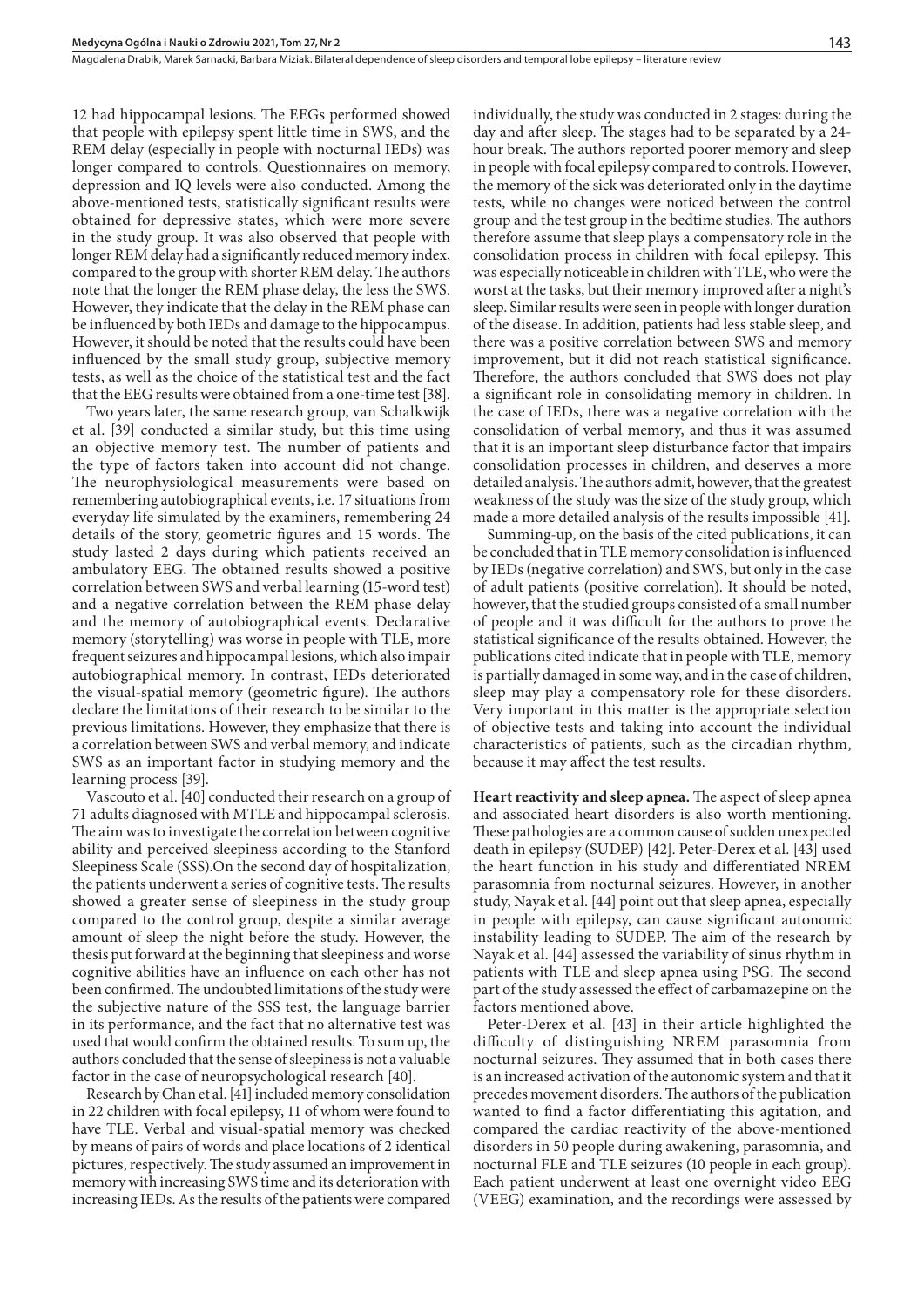12 had hippocampal lesions. The EEGs performed showed that people with epilepsy spent little time in SWS, and the REM delay (especially in people with nocturnal IEDs) was longer compared to controls. Questionnaires on memory, depression and IQ levels were also conducted. Among the above-mentioned tests, statistically significant results were obtained for depressive states, which were more severe in the study group. It was also observed that people with longer REM delay had a significantly reduced memory index, compared to the group with shorter REM delay. The authors note that the longer the REM phase delay, the less the SWS. However, they indicate that the delay in the REM phase can be influenced by both IEDs and damage to the hippocampus. However, it should be noted that the results could have been influenced by the small study group, subjective memory tests, as well as the choice of the statistical test and the fact that the EEG results were obtained from a one-time test [38].

Two years later, the same research group, van Schalkwijk et al. [39] conducted a similar study, but this time using an objective memory test. The number of patients and the type of factors taken into account did not change. The neurophysiological measurements were based on remembering autobiographical events, i.e. 17 situations from everyday life simulated by the examiners, remembering 24 details of the story, geometric figures and 15 words. The study lasted 2 days during which patients received an ambulatory EEG. The obtained results showed a positive correlation between SWS and verbal learning (15-word test) and a negative correlation between the REM phase delay and the memory of autobiographical events. Declarative memory (storytelling) was worse in people with TLE, more frequent seizures and hippocampal lesions, which also impair autobiographical memory. In contrast, IEDs deteriorated the visual-spatial memory (geometric figure). The authors declare the limitations of their research to be similar to the previous limitations. However, they emphasize that there is a correlation between SWS and verbal memory, and indicate SWS as an important factor in studying memory and the learning process [39].

Vascouto et al. [40] conducted their research on a group of 71 adults diagnosed with MTLE and hippocampal sclerosis. The aim was to investigate the correlation between cognitive ability and perceived sleepiness according to the Stanford Sleepiness Scale (SSS).On the second day of hospitalization, the patients underwent a series of cognitive tests. The results showed a greater sense of sleepiness in the study group compared to the control group, despite a similar average amount of sleep the night before the study. However, the thesis put forward at the beginning that sleepiness and worse cognitive abilities have an influence on each other has not been confirmed. The undoubted limitations of the study were the subjective nature of the SSS test, the language barrier in its performance, and the fact that no alternative test was used that would confirm the obtained results. To sum up, the authors concluded that the sense of sleepiness is not a valuable factor in the case of neuropsychological research [40].

Research by Chan et al. [41] included memory consolidation in 22 children with focal epilepsy, 11 of whom were found to have TLE. Verbal and visual-spatial memory was checked by means of pairs of words and place locations of 2 identical pictures, respectively. The study assumed an improvement in memory with increasing SWS time and its deterioration with increasing IEDs. As the results of the patients were compared individually, the study was conducted in 2 stages: during the day and after sleep. The stages had to be separated by a 24-hour break. The authors reported poorer memory and sleep in people with focal epilepsy compared to controls. However, the memory of the sick was deteriorated only in the daytime tests, while no changes were noticed between the control group and the test group in the bedtime studies. The authors therefore assume that sleep plays a compensatory role in the consolidation process in children with focal epilepsy. This was especially noticeable in children with TLE, who were the worst at the tasks, but their memory improved after a night's sleep. Similar results were seen in people with longer duration of the disease. In addition, patients had less stable sleep, and there was a positive correlation between SWS and memory improvement, but it did not reach statistical significance. Therefore, the authors concluded that SWS does not play a significant role in consolidating memory in children. In the case of IEDs, there was a negative correlation with the consolidation of verbal memory, and thus it was assumed that it is an important sleep disturbance factor that impairs consolidation processes in children, and deserves a more detailed analysis. The authors admit, however, that the greatest weakness of the study was the size of the study group, which made a more detailed analysis of the results impossible [41].

Summing-up, on the basis of the cited publications, it can be concluded that in TLE memory consolidation is influenced by IEDs (negative correlation) and SWS, but only in the case of adult patients (positive correlation). It should be noted, however, that the studied groups consisted of a small number of people and it was difficult for the authors to prove the statistical significance of the results obtained. However, the publications cited indicate that in people with TLE, memory is partially damaged in some way, and in the case of children, sleep may play a compensatory role for these disorders. Very important in this matter is the appropriate selection of objective tests and taking into account the individual characteristics of patients, such as the circadian rhythm, because it may affect the test results.

**Heart reactivity and sleep apnea.** The aspect of sleep apnea and associated heart disorders is also worth mentioning. These pathologies are a common cause of sudden unexpected death in epilepsy (SUDEP) [42]. Peter-Derex et al. [43] used the heart function in his study and differentiated NREM parasomnia from nocturnal seizures. However, in another study, Nayak et al. [44] point out that sleep apnea, especially in people with epilepsy, can cause significant autonomic instability leading to SUDEP. The aim of the research by Nayak et al. [44] assessed the variability of sinus rhythm in patients with TLE and sleep apnea using PSG. The second part of the study assessed the effect of carbamazepine on the factors mentioned above.

Peter-Derex et al. [43] in their article highlighted the difficulty of distinguishing NREM parasomnia from nocturnal seizures. They assumed that in both cases there is an increased activation of the autonomic system and that it precedes movement disorders. The authors of the publication wanted to find a factor differentiating this agitation, and compared the cardiac reactivity of the above-mentioned disorders in 50 people during awakening, parasomnia, and nocturnal FLE and TLE seizures (10 people in each group). Each patient underwent at least one overnight video EEG (VEEG) examination, and the recordings were assessed by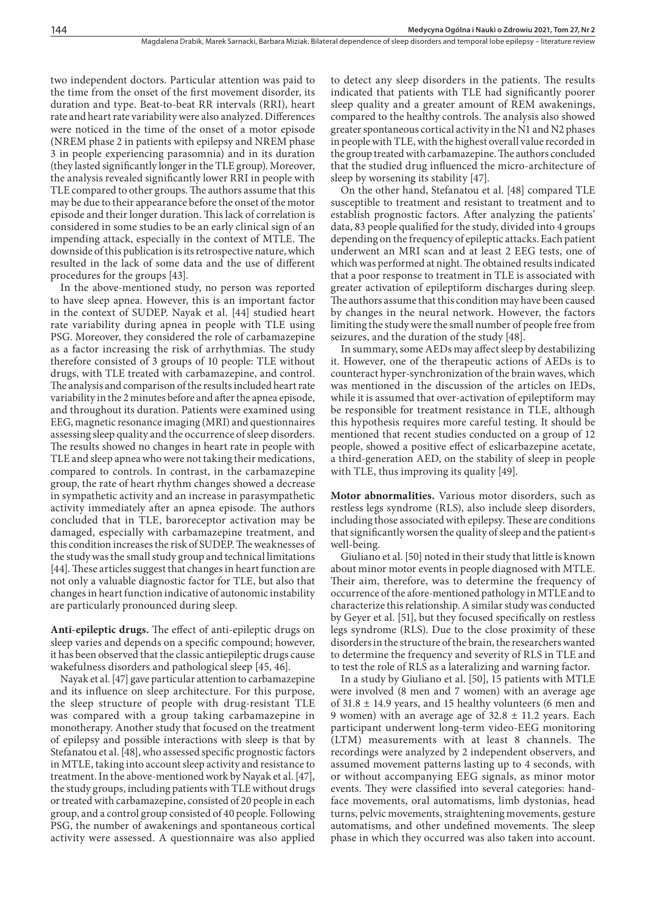two independent doctors. Particular attention was paid to the time from the onset of the first movement disorder, its duration and type. Beat-to-beat RR intervals (RRI), heart rate and heart rate variability were also analyzed. Differences were noticed in the time of the onset of a motor episode (NREM phase 2 in patients with epilepsy and NREM phase 3 in people experiencing parasomnia) and in its duration (they lasted significantly longer in the TLE group). Moreover, the analysis revealed significantly lower RRI in people with TLE compared to other groups. The authors assume that this may be due to their appearance before the onset of the motor episode and their longer duration. This lack of correlation is considered in some studies to be an early clinical sign of an impending attack, especially in the context of MTLE. The downside of this publication is its retrospective nature, which resulted in the lack of some data and the use of different procedures for the groups [43].

In the above-mentioned study, no person was reported to have sleep apnea. However, this is an important factor in the context of SUDEP. Nayak et al. [44] studied heart rate variability during apnea in people with TLE using PSG. Moreover, they considered the role of carbamazepine as a factor increasing the risk of arrhythmias. The study therefore consisted of 3 groups of 10 people: TLE without drugs, with TLE treated with carbamazepine, and control. The analysis and comparison of the results included heart rate variability in the 2 minutes before and after the apnea episode, and throughout its duration. Patients were examined using EEG, magnetic resonance imaging (MRI) and questionnaires assessing sleep quality and the occurrence of sleep disorders. The results showed no changes in heart rate in people with TLE and sleep apnea who were not taking their medications, compared to controls. In contrast, in the carbamazepine group, the rate of heart rhythm changes showed a decrease in sympathetic activity and an increase in parasympathetic activity immediately after an apnea episode. The authors concluded that in TLE, baroreceptor activation may be damaged, especially with carbamazepine treatment, and this condition increases the risk of SUDEP. The weaknesses of the study was the small study group and technical limitations [44]. These articles suggest that changes in heart function are not only a valuable diagnostic factor for TLE, but also that changes in heart function indicative of autonomic instability are particularly pronounced during sleep.

**Anti-epileptic drugs.** The effect of anti-epileptic drugs on sleep varies and depends on a specific compound; however, it has been observed that the classic antiepileptic drugs cause wakefulness disorders and pathological sleep [45, 46].

Nayak et al. [47] gave particular attention to carbamazepine and its influence on sleep architecture. For this purpose, the sleep structure of people with drug-resistant TLE was compared with a group taking carbamazepine in monotherapy. Another study that focused on the treatment of epilepsy and possible interactions with sleep is that by Stefanatou et al. [48], who assessed specific prognostic factors in MTLE, taking into account sleep activity and resistance to treatment. In the above-mentioned work by Nayak et al. [47], the study groups, including patients with TLE without drugs or treated with carbamazepine, consisted of 20 people in each group, and a control group consisted of 40 people. Following PSG, the number of awakenings and spontaneous cortical activity were assessed. A questionnaire was also applied to detect any sleep disorders in the patients. The results indicated that patients with TLE had significantly poorer sleep quality and a greater amount of REM awakenings, compared to the healthy controls. The analysis also showed greater spontaneous cortical activity in the N1 and N2 phases in people with TLE, with the highest overall value recorded in the group treated with carbamazepine. The authors concluded that the studied drug influenced the micro-architecture of sleep by worsening its stability [47].

On the other hand, Stefanatou et al. [48] compared TLE susceptible to treatment and resistant to treatment and to establish prognostic factors. After analyzing the patients' data, 83 people qualified for the study, divided into 4 groups depending on the frequency of epileptic attacks. Each patient underwent an MRI scan and at least 2 EEG tests, one of which was performed at night. The obtained results indicated that a poor response to treatment in TLE is associated with greater activation of epileptiform discharges during sleep. The authors assume that this condition may have been caused by changes in the neural network. However, the factors limiting the study were the small number of people free from seizures, and the duration of the study [48].

In summary, some AEDs may affect sleep by destabilizing it. However, one of the therapeutic actions of AEDs is to counteract hyper-synchronization of the brain waves, which was mentioned in the discussion of the articles on IEDs, while it is assumed that over-activation of epileptiform may be responsible for treatment resistance in TLE, although this hypothesis requires more careful testing. It should be mentioned that recent studies conducted on a group of 12 people, showed a positive effect of eslicarbazepine acetate, a third-generation AED, on the stability of sleep in people with TLE, thus improving its quality [49].

**Motor abnormalities.** Various motor disorders, such as restless legs syndrome (RLS), also include sleep disorders, including those associated with epilepsy. These are conditions that significantly worsen the quality of sleep and the patient›s well-being.

Giuliano et al. [50] noted in their study that little is known about minor motor events in people diagnosed with MTLE. Their aim, therefore, was to determine the frequency of occurrence of the afore-mentioned pathology in MTLE and to characterize this relationship. A similar study was conducted by Geyer et al. [51], but they focused specifically on restless legs syndrome (RLS). Due to the close proximity of these disorders in the structure of the brain, the researchers wanted to determine the frequency and severity of RLS in TLE and to test the role of RLS as a lateralizing and warning factor.

In a study by Giuliano et al. [50], 15 patients with MTLE were involved (8 men and 7 women) with an average age of 31.8 ± 14.9 years, and 15 healthy volunteers (6 men and 9 women) with an average age of 32.8 ± 11.2 years. Each participant underwent long-term video-EEG monitoring (LTM) measurements with at least 8 channels. The recordings were analyzed by 2 independent observers, and assumed movement patterns lasting up to 4 seconds, with or without accompanying EEG signals, as minor motor events. They were classified into several categories: hand-face movements, oral automatisms, limb dystonias, head turns, pelvic movements, straightening movements, gesture automatisms, and other undefined movements. The sleep phase in which they occurred was also taken into account.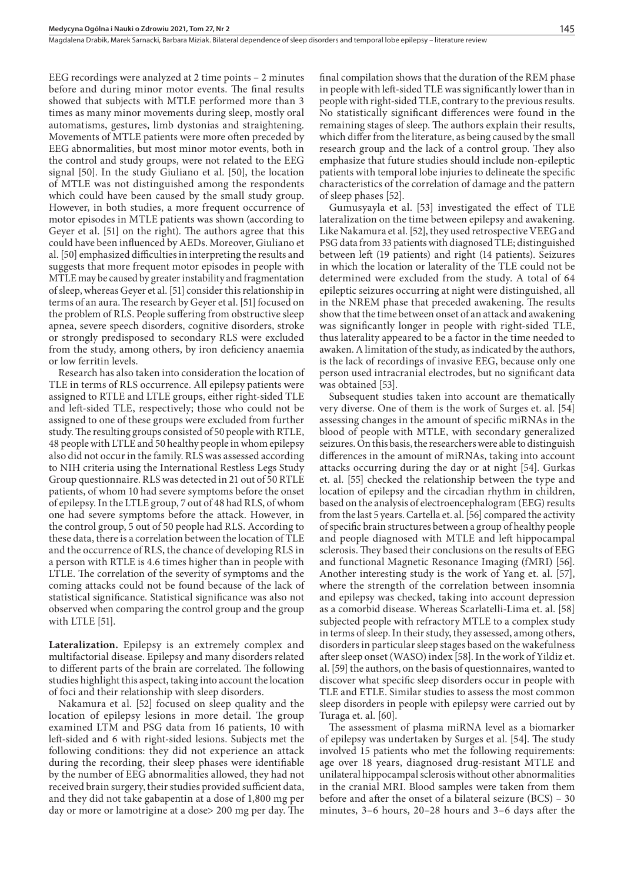EEG recordings were analyzed at 2 time points – 2 minutes before and during minor motor events. The final results showed that subjects with MTLE performed more than 3 times as many minor movements during sleep, mostly oral automatisms, gestures, limb dystonias and straightening. Movements of MTLE patients were more often preceded by EEG abnormalities, but most minor motor events, both in the control and study groups, were not related to the EEG signal [50]. In the study Giuliano et al. [50], the location of MTLE was not distinguished among the respondents which could have been caused by the small study group. However, in both studies, a more frequent occurrence of motor episodes in MTLE patients was shown (according to Geyer et al. [51] on the right). The authors agree that this could have been influenced by AEDs. Moreover, Giuliano et al. [50] emphasized difficulties in interpreting the results and suggests that more frequent motor episodes in people with MTLE may be caused by greater instability and fragmentation of sleep, whereas Geyer et al. [51] consider this relationship in terms of an aura. The research by Geyer et al. [51] focused on the problem of RLS. People suffering from obstructive sleep apnea, severe speech disorders, cognitive disorders, stroke or strongly predisposed to secondary RLS were excluded from the study, among others, by iron deficiency anaemia or low ferritin levels.

Research has also taken into consideration the location of TLE in terms of RLS occurrence. All epilepsy patients were assigned to RTLE and LTLE groups, either right-sided TLE and left-sided TLE, respectively; those who could not be assigned to one of these groups were excluded from further study. The resulting groups consisted of 50 people with RTLE, 48 people with LTLE and 50 healthy people in whom epilepsy also did not occur in the family. RLS was assessed according to NIH criteria using the International Restless Legs Study Group questionnaire. RLS was detected in 21 out of 50 RTLE patients, of whom 10 had severe symptoms before the onset of epilepsy. In the LTLE group, 7 out of 48 had RLS, of whom one had severe symptoms before the attack. However, in the control group, 5 out of 50 people had RLS. According to these data, there is a correlation between the location of TLE and the occurrence of RLS, the chance of developing RLS in a person with RTLE is 4.6 times higher than in people with LTLE. The correlation of the severity of symptoms and the coming attacks could not be found because of the lack of statistical significance. Statistical significance was also not observed when comparing the control group and the group with LTLE [51].

**Lateralization.** Epilepsy is an extremely complex and multifactorial disease. Epilepsy and many disorders related to different parts of the brain are correlated. The following studies highlight this aspect, taking into account the location of foci and their relationship with sleep disorders.

Nakamura et al. [52] focused on sleep quality and the location of epilepsy lesions in more detail. The group examined LTM and PSG data from 16 patients, 10 with left-sided and 6 with right-sided lesions. Subjects met the following conditions: they did not experience an attack during the recording, their sleep phases were identifiable by the number of EEG abnormalities allowed, they had not received brain surgery, their studies provided sufficient data, and they did not take gabapentin at a dose of 1,800 mg per day or more or lamotrigine at a dose> 200 mg per day. The final compilation shows that the duration of the REM phase in people with left-sided TLE was significantly lower than in people with right-sided TLE, contrary to the previous results. No statistically significant differences were found in the remaining stages of sleep. The authors explain their results, which differ from the literature, as being caused by the small research group and the lack of a control group. They also emphasize that future studies should include non-epileptic patients with temporal lobe injuries to delineate the specific characteristics of the correlation of damage and the pattern of sleep phases [52].

Gumusyayla et al. [53] investigated the effect of TLE lateralization on the time between epilepsy and awakening. Like Nakamura et al. [52], they used retrospective VEEG and PSG data from 33 patients with diagnosed TLE; distinguished between left (19 patients) and right (14 patients). Seizures in which the location or laterality of the TLE could not be determined were excluded from the study. A total of 64 epileptic seizures occurring at night were distinguished, all in the NREM phase that preceded awakening. The results show that the time between onset of an attack and awakening was significantly longer in people with right-sided TLE, thus laterality appeared to be a factor in the time needed to awaken. A limitation of the study, as indicated by the authors, is the lack of recordings of invasive EEG, because only one person used intracranial electrodes, but no significant data was obtained [53].

Subsequent studies taken into account are thematically very diverse. One of them is the work of Surges et. al. [54] assessing changes in the amount of specific miRNAs in the blood of people with MTLE, with secondary generalized seizures. On this basis, the researchers were able to distinguish differences in the amount of miRNAs, taking into account attacks occurring during the day or at night [54]. Gurkas et. al. [55] checked the relationship between the type and location of epilepsy and the circadian rhythm in children, based on the analysis of electroencephalogram (EEG) results from the last 5 years. Cartella et. al. [56] compared the activity of specific brain structures between a group of healthy people and people diagnosed with MTLE and left hippocampal sclerosis. They based their conclusions on the results of EEG and functional Magnetic Resonance Imaging (fMRI) [56]. Another interesting study is the work of Yang et. al. [57], where the strength of the correlation between insomnia and epilepsy was checked, taking into account depression as a comorbid disease. Whereas Scarlatelli-Lima et. al. [58] subjected people with refractory MTLE to a complex study in terms of sleep. In their study, they assessed, among others, disorders in particular sleep stages based on the wakefulness after sleep onset (WASO) index [58]. In the work of Yildiz et. al. [59] the authors, on the basis of questionnaires, wanted to discover what specific sleep disorders occur in people with TLE and ETLE. Similar studies to assess the most common sleep disorders in people with epilepsy were carried out by Turaga et. al. [60].

The assessment of plasma miRNA level as a biomarker of epilepsy was undertaken by Surges et al. [54]. The study involved 15 patients who met the following requirements: age over 18 years, diagnosed drug-resistant MTLE and unilateral hippocampal sclerosis without other abnormalities in the cranial MRI. Blood samples were taken from them before and after the onset of a bilateral seizure (BCS) – 30 minutes, 3–6 hours, 20–28 hours and 3–6 days after the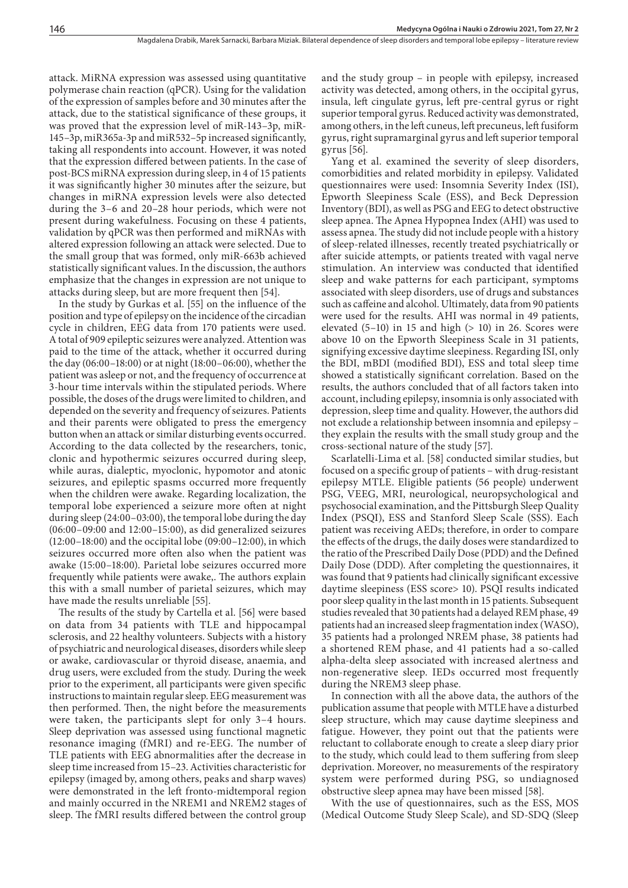attack. MiRNA expression was assessed using quantitative polymerase chain reaction (qPCR). Using for the validation of the expression of samples before and 30 minutes after the attack, due to the statistical significance of these groups, it was proved that the expression level of miR-143–3p, miR-145–3p, miR365a-3p and miR532–5p increased significantly, taking all respondents into account. However, it was noted that the expression differed between patients. In the case of post-BCS miRNA expression during sleep, in 4 of 15 patients it was significantly higher 30 minutes after the seizure, but changes in miRNA expression levels were also detected during the 3–6 and 20–28 hour periods, which were not present during wakefulness. Focusing on these 4 patients, validation by qPCR was then performed and miRNAs with altered expression following an attack were selected. Due to the small group that was formed, only miR-663b achieved statistically significant values. In the discussion, the authors emphasize that the changes in expression are not unique to attacks during sleep, but are more frequent then [54].

In the study by Gurkas et al. [55] on the influence of the position and type of epilepsy on the incidence of the circadian cycle in children, EEG data from 170 patients were used. A total of 909 epileptic seizures were analyzed. Attention was paid to the time of the attack, whether it occurred during the day (06:00–18:00) or at night (18:00–06:00), whether the patient was asleep or not, and the frequency of occurrence at 3-hour time intervals within the stipulated periods. Where possible, the doses of the drugs were limited to children, and depended on the severity and frequency of seizures. Patients and their parents were obligated to press the emergency button when an attack or similar disturbing events occurred. According to the data collected by the researchers, tonic, clonic and hypothermic seizures occurred during sleep, while auras, dialeptic, myoclonic, hypomotor and atonic seizures, and epileptic spasms occurred more frequently when the children were awake. Regarding localization, the temporal lobe experienced a seizure more often at night during sleep (24:00–03:00), the temporal lobe during the day (06:00–09:00 and 12:00–15:00), as did generalized seizures (12:00–18:00) and the occipital lobe (09:00–12:00), in which seizures occurred more often also when the patient was awake (15:00–18:00). Parietal lobe seizures occurred more frequently while patients were awake,. The authors explain this with a small number of parietal seizures, which may have made the results unreliable [55].

The results of the study by Cartella et al. [56] were based on data from 34 patients with TLE and hippocampal sclerosis, and 22 healthy volunteers. Subjects with a history of psychiatric and neurological diseases, disorders while sleep or awake, cardiovascular or thyroid disease, anaemia, and drug users, were excluded from the study. During the week prior to the experiment, all participants were given specific instructions to maintain regular sleep. EEG measurement was then performed. Then, the night before the measurements were taken, the participants slept for only 3–4 hours. Sleep deprivation was assessed using functional magnetic resonance imaging (fMRI) and re-EEG. The number of TLE patients with EEG abnormalities after the decrease in sleep time increased from 15–23. Activities characteristic for epilepsy (imaged by, among others, peaks and sharp waves) were demonstrated in the left fronto-midtemporal region and mainly occurred in the NREM1 and NREM2 stages of sleep. The fMRI results differed between the control group and the study group – in people with epilepsy, increased activity was detected, among others, in the occipital gyrus, insula, left cingulate gyrus, left pre-central gyrus or right superior temporal gyrus. Reduced activity was demonstrated, among others, in the left cuneus, left precuneus, left fusiform gyrus, right supramarginal gyrus and left superior temporal gyrus [56].

Yang et al. examined the severity of sleep disorders, comorbidities and related morbidity in epilepsy. Validated questionnaires were used: Insomnia Severity Index (ISI), Epworth Sleepiness Scale (ESS), and Beck Depression Inventory (BDI), as well as PSG and EEG to detect obstructive sleep apnea. The Apnea Hypopnea Index (AHI) was used to assess apnea. The study did not include people with a history of sleep-related illnesses, recently treated psychiatrically or after suicide attempts, or patients treated with vagal nerve stimulation. An interview was conducted that identified sleep and wake patterns for each participant, symptoms associated with sleep disorders, use of drugs and substances such as caffeine and alcohol. Ultimately, data from 90 patients were used for the results. AHI was normal in 49 patients, elevated (5–10) in 15 and high (> 10) in 26. Scores were above 10 on the Epworth Sleepiness Scale in 31 patients, signifying excessive daytime sleepiness. Regarding ISI, only the BDI, mBDI (modified BDI), ESS and total sleep time showed a statistically significant correlation. Based on the results, the authors concluded that of all factors taken into account, including epilepsy, insomnia is only associated with depression, sleep time and quality. However, the authors did not exclude a relationship between insomnia and epilepsy – they explain the results with the small study group and the cross-sectional nature of the study [57].

Scarlatelli-Lima et al. [58] conducted similar studies, but focused on a specific group of patients – with drug-resistant epilepsy MTLE. Eligible patients (56 people) underwent PSG, VEEG, MRI, neurological, neuropsychological and psychosocial examination, and the Pittsburgh Sleep Quality Index (PSQI), ESS and Stanford Sleep Scale (SSS). Each patient was receiving AEDs; therefore, in order to compare the effects of the drugs, the daily doses were standardized to the ratio of the Prescribed Daily Dose (PDD) and the Defined Daily Dose (DDD). After completing the questionnaires, it was found that 9 patients had clinically significant excessive daytime sleepiness (ESS score> 10). PSQI results indicated poor sleep quality in the last month in 15 patients. Subsequent studies revealed that 30 patients had a delayed REM phase, 49 patients had an increased sleep fragmentation index (WASO), 35 patients had a prolonged NREM phase, 38 patients had a shortened REM phase, and 41 patients had a so-called alpha-delta sleep associated with increased alertness and non-regenerative sleep. IEDs occurred most frequently during the NREM3 sleep phase.

In connection with all the above data, the authors of the publication assume that people with MTLE have a disturbed sleep structure, which may cause daytime sleepiness and fatigue. However, they point out that the patients were reluctant to collaborate enough to create a sleep diary prior to the study, which could lead to them suffering from sleep deprivation. Moreover, no measurements of the respiratory system were performed during PSG, so undiagnosed obstructive sleep apnea may have been missed [58].

With the use of questionnaires, such as the ESS, MOS (Medical Outcome Study Sleep Scale), and SD-SDQ (Sleep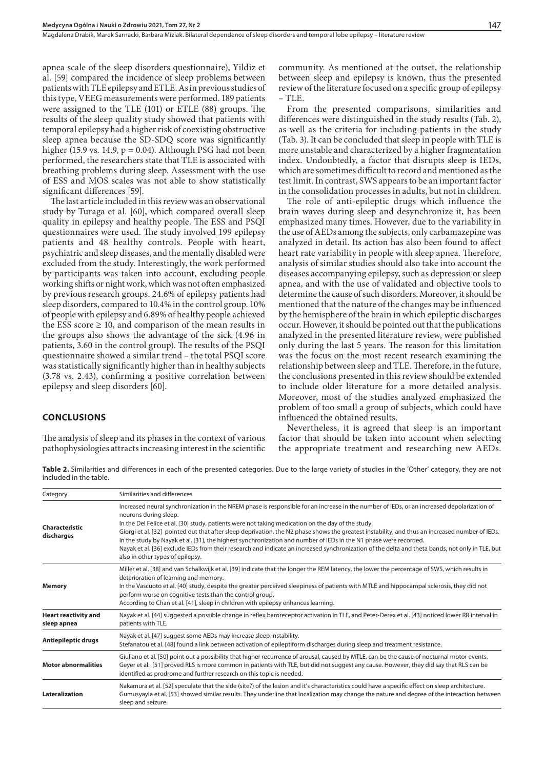apnea scale of the sleep disorders questionnaire), Yildiz et al. [59] compared the incidence of sleep problems between patients with TLE epilepsy and ETLE. As in previous studies of this type, VEEG measurements were performed. 189 patients were assigned to the TLE (101) or ETLE (88) groups. The results of the sleep quality study showed that patients with temporal epilepsy had a higher risk of coexisting obstructive sleep apnea because the SD-SDQ score was significantly higher (15.9 vs. 14.9, $p = 0.04$). Although PSG had not been performed, the researchers state that TLE is associated with breathing problems during sleep. Assessment with the use of ESS and MOS scales was not able to show statistically significant differences [59].

The last article included in this review was an observational study by Turaga et al. [60], which compared overall sleep quality in epilepsy and healthy people. The ESS and PSQI questionnaires were used. The study involved 199 epilepsy patients and 48 healthy controls. People with heart, psychiatric and sleep diseases, and the mentally disabled were excluded from the study. Interestingly, the work performed by participants was taken into account, excluding people working shifts or night work, which was not often emphasized by previous research groups. 24.6% of epilepsy patients had sleep disorders, compared to 10.4% in the control group. 10% of people with epilepsy and 6.89% of healthy people achieved the ESS score $\geq 10$, and comparison of the mean results in the groups also shows the advantage of the sick (4.96 in patients, 3.60 in the control group). The results of the PSQI questionnaire showed a similar trend – the total PSQI score was statistically significantly higher than in healthy subjects (3.78 vs. 2.43), confirming a positive correlation between epilepsy and sleep disorders [60].

## CONCLUSIONS

The analysis of sleep and its phases in the context of various pathophysiologies attracts increasing interest in the scientific community. As mentioned at the outset, the relationship between sleep and epilepsy is known, thus the presented review of the literature focused on a specific group of epilepsy – TLE.

From the presented comparisons, similarities and differences were distinguished in the study results (Tab. 2), as well as the criteria for including patients in the study (Tab. 3). It can be concluded that sleep in people with TLE is more unstable and characterized by a higher fragmentation index. Undoubtedly, a factor that disrupts sleep is IEDs, which are sometimes difficult to record and mentioned as the test limit. In contrast, SWS appears to be an important factor in the consolidation processes in adults, but not in children.

The role of anti-epileptic drugs which influence the brain waves during sleep and desynchronize it, has been emphasized many times. However, due to the variability in the use of AEDs among the subjects, only carbamazepine was analyzed in detail. Its action has also been found to affect heart rate variability in people with sleep apnea. Therefore, analysis of similar studies should also take into account the diseases accompanying epilepsy, such as depression or sleep apnea, and with the use of validated and objective tools to determine the cause of such disorders. Moreover, it should be mentioned that the nature of the changes may be influenced by the hemisphere of the brain in which epileptic discharges occur. However, it should be pointed out that the publications analyzed in the presented literature review, were published only during the last 5 years. The reason for this limitation was the focus on the most recent research examining the relationship between sleep and TLE. Therefore, in the future, the conclusions presented in this review should be extended to include older literature for a more detailed analysis. Moreover, most of the studies analyzed emphasized the problem of too small a group of subjects, which could have influenced the obtained results.

Nevertheless, it is agreed that sleep is an important factor that should be taken into account when selecting the appropriate treatment and researching new AEDs.

**Table 2.** Similarities and differences in each of the presented categories. Due to the large variety of studies in the 'Other' category, they are not included in the table.

| Category | Similarities and differences |
|---|---|
| **Characteristic discharges** | Increased neural synchronization in the NREM phase is responsible for an increase in the number of IEDs, or an increased depolarization of neurons during sleep.<br>In the Del Felice et al. [30] study, patients were not taking medication on the day of the study.<br>Giorgi et al. [32] pointed out that after sleep deprivation, the N2 phase shows the greatest instability, and thus an increased number of IEDs.<br>In the study by Nayak et al. [31], the highest synchronization and number of IEDs in the N1 phase were recorded.<br>Nayak et al. [36] exclude IEDs from their research and indicate an increased synchronization of the delta and theta bands, not only in TLE, but also in other types of epilepsy. |
| **Memory** | Miller et al. [38] and van Schalkwijk et al. [39] indicate that the longer the REM latency, the lower the percentage of SWS, which results in deterioration of learning and memory.<br>In the Vascuoto et al. [40] study, despite the greater perceived sleepiness of patients with MTLE and hippocampal sclerosis, they did not perform worse on cognitive tests than the control group.<br>According to Chan et al. [41], sleep in children with epilepsy enhances learning. |
| **Heart reactivity and sleep apnea** | Nayak et al. [44] suggested a possible change in reflex baroreceptor activation in TLE, and Peter-Derex et al. [43] noticed lower RR interval in patients with TLE. |
| **Antiepileptic drugs** | Nayak et al. [47] suggest some AEDs may increase sleep instability.<br>Stefanatou et al. [48] found a link between activation of epileptiform discharges during sleep and treatment resistance. |
| **Motor abnormalities** | Giuliano et al. [50] point out a possibility that higher recurrence of arousal, caused by MTLE, can be the cause of nocturnal motor events.<br>Geyer et al. [51] proved RLS is more common in patients with TLE, but did not suggest any cause. However, they did say that RLS can be identified as prodrome and further research on this topic is needed. |
| **Lateralization** | Nakamura et al. [52] speculate that the side (site?) of the lesion and it's characteristics could have a specific effect on sleep architecture.<br>Gumusyayla et al. [53] showed similar results. They underline that localization may change the nature and degree of the interaction between sleep and seizure. |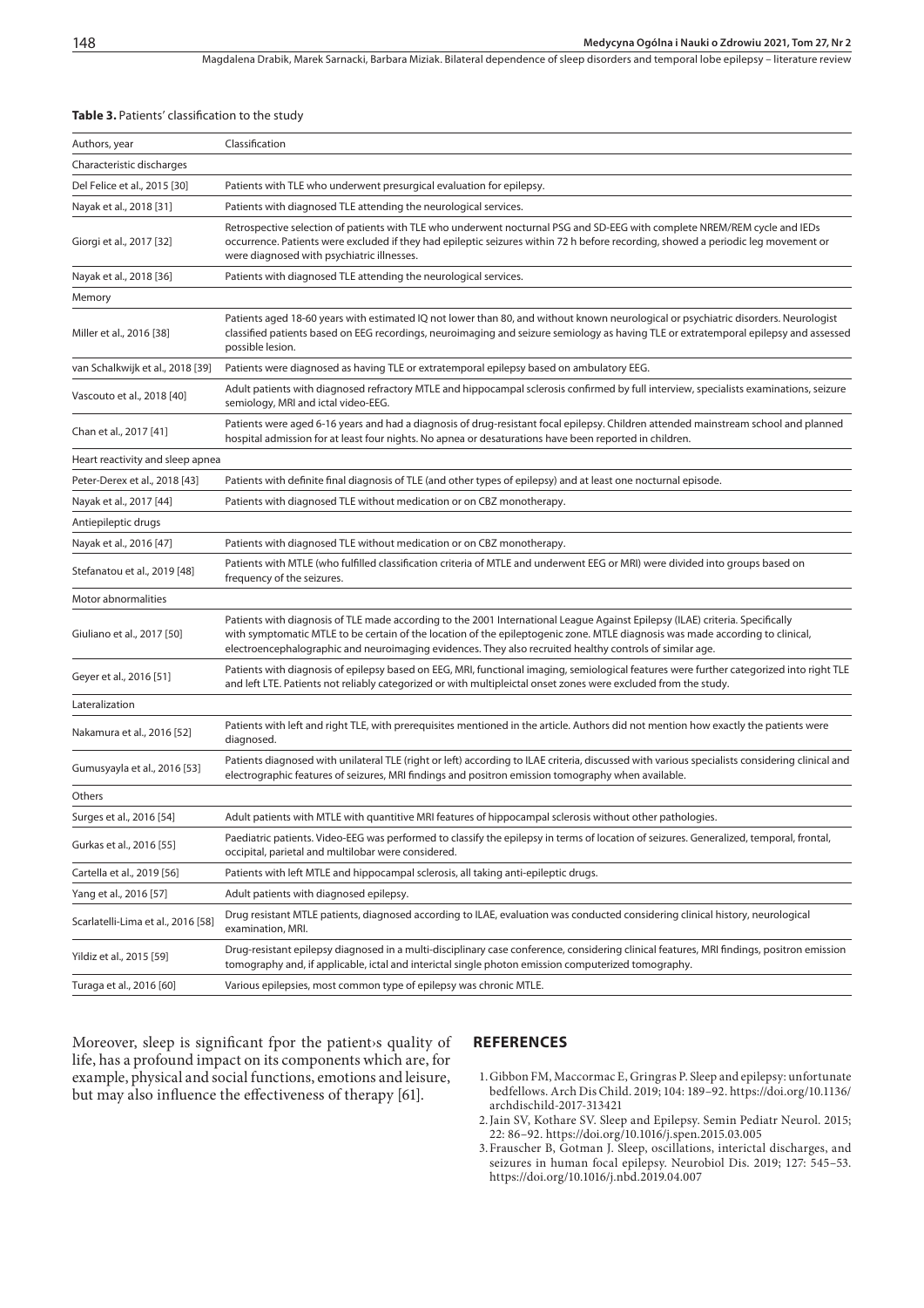**Table 3.** Patients' classification to the study

| Authors, year | Classification |
|---|---|
| Characteristic discharges | |
| Del Felice et al., 2015 [30] | Patients with TLE who underwent presurgical evaluation for epilepsy. |
| Nayak et al., 2018 [31] | Patients with diagnosed TLE attending the neurological services. |
| Giorgi et al., 2017 [32] | Retrospective selection of patients with TLE who underwent nocturnal PSG and SD-EEG with complete NREM/REM cycle and IEDs occurrence. Patients were excluded if they had epileptic seizures within 72 h before recording, showed a periodic leg movement or were diagnosed with psychiatric illnesses. |
| Nayak et al., 2018 [36] | Patients with diagnosed TLE attending the neurological services. |
| Memory | |
| Miller et al., 2016 [38] | Patients aged 18-60 years with estimated IQ not lower than 80, and without known neurological or psychiatric disorders. Neurologist classified patients based on EEG recordings, neuroimaging and seizure semiology as having TLE or extratemporal epilepsy and assessed possible lesion. |
| van Schalkwijk et al., 2018 [39] | Patients were diagnosed as having TLE or extratemporal epilepsy based on ambulatory EEG. |
| Vascouto et al., 2018 [40] | Adult patients with diagnosed refractory MTLE and hippocampal sclerosis confirmed by full interview, specialists examinations, seizure semiology, MRI and ictal video-EEG. |
| Chan et al., 2017 [41] | Patients were aged 6-16 years and had a diagnosis of drug-resistant focal epilepsy. Children attended mainstream school and planned hospital admission for at least four nights. No apnea or desaturations have been reported in children. |
| Heart reactivity and sleep apnea | |
| Peter-Derex et al., 2018 [43] | Patients with definite final diagnosis of TLE (and other types of epilepsy) and at least one nocturnal episode. |
| Nayak et al., 2017 [44] | Patients with diagnosed TLE without medication or on CBZ monotherapy. |
| Antiepileptic drugs | |
| Nayak et al., 2016 [47] | Patients with diagnosed TLE without medication or on CBZ monotherapy. |
| Stefanatou et al., 2019 [48] | Patients with MTLE (who fulfilled classification criteria of MTLE and underwent EEG or MRI) were divided into groups based on frequency of the seizures. |
| Motor abnormalities | |
| Giuliano et al., 2017 [50] | Patients with diagnosis of TLE made according to the 2001 International League Against Epilepsy (ILAE) criteria. Specifically with symptomatic MTLE to be certain of the location of the epileptogenic zone. MTLE diagnosis was made according to clinical, electroencephalographic and neuroimaging evidences. They also recruited healthy controls of similar age. |
| Geyer et al., 2016 [51] | Patients with diagnosis of epilepsy based on EEG, MRI, functional imaging, semiological features were further categorized into right TLE and left LTE. Patients not reliably categorized or with multipleictal onset zones were excluded from the study. |
| Lateralization | |
| Nakamura et al., 2016 [52] | Patients with left and right TLE, with prerequisites mentioned in the article. Authors did not mention how exactly the patients were diagnosed. |
| Gumusyayla et al., 2016 [53] | Patients diagnosed with unilateral TLE (right or left) according to ILAE criteria, discussed with various specialists considering clinical and electrographic features of seizures, MRI findings and positron emission tomography when available. |
| Others | |
| Surges et al., 2016 [54] | Adult patients with MTLE with quantitive MRI features of hippocampal sclerosis without other pathologies. |
| Gurkas et al., 2016 [55] | Paediatric patients. Video-EEG was performed to classify the epilepsy in terms of location of seizures. Generalized, temporal, frontal, occipital, parietal and multilobar were considered. |
| Cartella et al., 2019 [56] | Patients with left MTLE and hippocampal sclerosis, all taking anti-epileptic drugs. |
| Yang et al., 2016 [57] | Adult patients with diagnosed epilepsy. |
| Scarlatelli-Lima et al., 2016 [58] | Drug resistant MTLE patients, diagnosed according to ILAE, evaluation was conducted considering clinical history, neurological examination, MRI. |
| Yildiz et al., 2015 [59] | Drug-resistant epilepsy diagnosed in a multi-disciplinary case conference, considering clinical features, MRI findings, positron emission tomography and, if applicable, ictal and interictal single photon emission computerized tomography. |
| Turaga et al., 2016 [60] | Various epilepsies, most common type of epilepsy was chronic MTLE. |

Moreover, sleep is significant fpor the patient›s quality of life, has a profound impact on its components which are, for example, physical and social functions, emotions and leisure, but may also influence the effectiveness of therapy [61].

## REFERENCES

1. Gibbon FM, Maccormac E, Gringras P. Sleep and epilepsy: unfortunate bedfellows. Arch Dis Child. 2019; 104: 189–92. https://doi.org/10.1136/archdischild-2017-313421
2. Jain SV, Kothare SV. Sleep and Epilepsy. Semin Pediatr Neurol. 2015; 22: 86–92. https://doi.org/10.1016/j.spen.2015.03.005
3. Frauscher B, Gotman J. Sleep, oscillations, interictal discharges, and seizures in human focal epilepsy. Neurobiol Dis. 2019; 127: 545–53. https://doi.org/10.1016/j.nbd.2019.04.007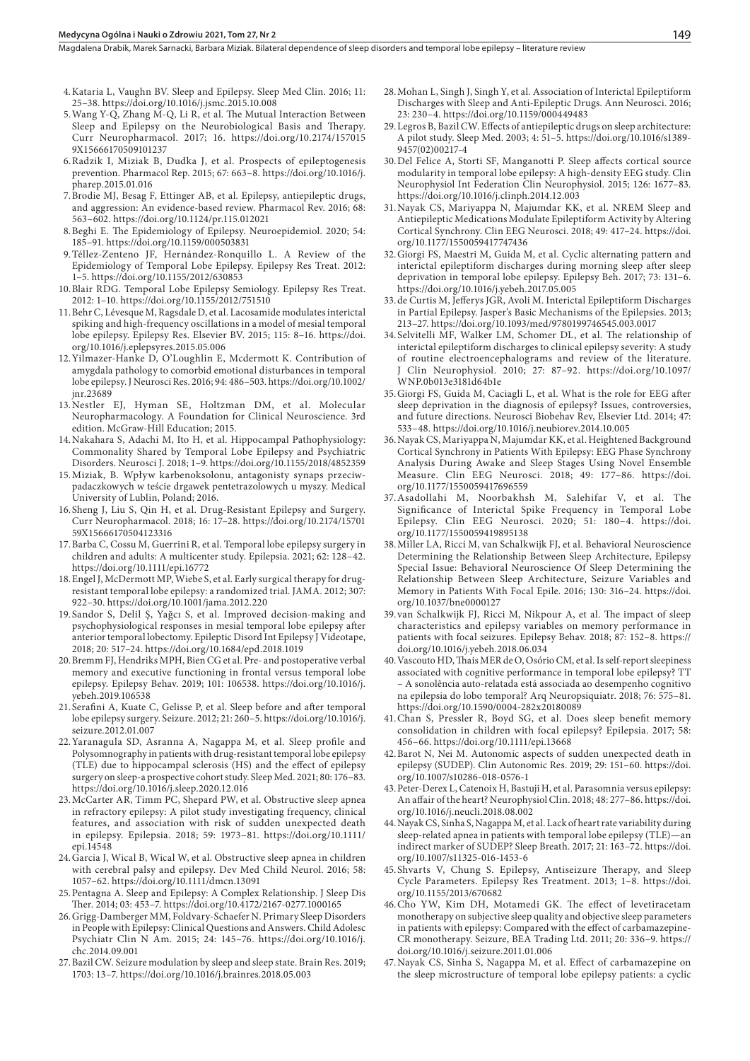4. Kataria L, Vaughn BV. Sleep and Epilepsy. Sleep Med Clin. 2016; 11: 25–38. https://doi.org/10.1016/j.jsmc.2015.10.008
5. Wang Y-Q, Zhang M-Q, Li R, et al. The Mutual Interaction Between Sleep and Epilepsy on the Neurobiological Basis and Therapy. Curr Neuropharmacol. 2017; 16. https://doi.org/10.2174/1570159X15666170509101237
6. Radzik I, Miziak B, Dudka J, et al. Prospects of epileptogenesis prevention. Pharmacol Rep. 2015; 67: 663–8. https://doi.org/10.1016/j.pharep.2015.01.016
7. Brodie MJ, Besag F, Ettinger AB, et al. Epilepsy, antiepileptic drugs, and aggression: An evidence-based review. Pharmacol Rev. 2016; 68: 563–602. https://doi.org/10.1124/pr.115.012021
8. Beghi E. The Epidemiology of Epilepsy. Neuroepidemiol. 2020; 54: 185–91. https://doi.org/10.1159/000503831
9. Téllez-Zenteno JF, Hernández-Ronquillo L. A Review of the Epidemiology of Temporal Lobe Epilepsy. Epilepsy Res Treat. 2012: 1–5. https://doi.org/10.1155/2012/630853
10. Blair RDG. Temporal Lobe Epilepsy Semiology. Epilepsy Res Treat. 2012: 1–10. https://doi.org/10.1155/2012/751510
11. Behr C, Lévesque M, Ragsdale D, et al. Lacosamide modulates interictal spiking and high-frequency oscillations in a model of mesial temporal lobe epilepsy. Epilepsy Res. Elsevier BV. 2015; 115: 8–16. https://doi.org/10.1016/j.eplepsyres.2015.05.006
12. Yilmazer-Hanke D, O'Loughlin E, Mcdermott K. Contribution of amygdala pathology to comorbid emotional disturbances in temporal lobe epilepsy. J Neurosci Res. 2016; 94: 486–503. https://doi.org/10.1002/jnr.23689
13. Nestler EJ, Hyman SE, Holtzman DM, et al. Molecular Neuropharmacology. A Foundation for Clinical Neuroscience. 3rd edition. McGraw-Hill Education; 2015.
14. Nakahara S, Adachi M, Ito H, et al. Hippocampal Pathophysiology: Commonality Shared by Temporal Lobe Epilepsy and Psychiatric Disorders. Neurosci J. 2018; 1–9. https://doi.org/10.1155/2018/4852359
15. Miziak, B. Wpływ karbenoksolonu, antagonisty synaps przeciwpadaczkowych w teście drgawek pentetrazolowych u myszy. Medical University of Lublin, Poland; 2016.
16. Sheng J, Liu S, Qin H, et al. Drug-Resistant Epilepsy and Surgery. Curr Neuropharmacol. 2018; 16: 17–28. https://doi.org/10.2174/1570159X15666170504123316
17. Barba C, Cossu M, Guerrini R, et al. Temporal lobe epilepsy surgery in children and adults: A multicenter study. Epilepsia. 2021; 62: 128–142. https://doi.org/10.1111/epi.16772
18. Engel J, McDermott MP, Wiebe S, et al. Early surgical therapy for drug-resistant temporal lobe epilepsy: a randomized trial. JAMA. 2012; 307: 922–30. https://doi.org/10.1001/jama.2012.220
19. Sandor S, Delil Ş, Yağcı S, et al. Improved decision-making and psychophysiological responses in mesial temporal lobe epilepsy after anterior temporal lobectomy. Epileptic Disord Int Epilepsy J Videotape, 2018; 20: 517–24. https://doi.org/10.1684/epd.2018.1019
20. Bremm FJ, Hendriks MPH, Bien CG et al. Pre- and postoperative verbal memory and executive functioning in frontal versus temporal lobe epilepsy. Epilepsy Behav. 2019; 101: 106538. https://doi.org/10.1016/j.yebeh.2019.106538
21. Serafini A, Kuate C, Gelisse P, et al. Sleep before and after temporal lobe epilepsy surgery. Seizure. 2012; 21: 260–5. https://doi.org/10.1016/j.seizure.2012.01.007
22. Yaranagula SD, Asranna A, Nagappa M, et al. Sleep profile and Polysomnography in patients with drug-resistant temporal lobe epilepsy (TLE) due to hippocampal sclerosis (HS) and the effect of epilepsy surgery on sleep-a prospective cohort study. Sleep Med. 2021; 80: 176–83. https://doi.org/10.1016/j.sleep.2020.12.016
23. McCarter AR, Timm PC, Shepard PW, et al. Obstructive sleep apnea in refractory epilepsy: A pilot study investigating frequency, clinical features, and association with risk of sudden unexpected death in epilepsy. Epilepsia. 2018; 59: 1973–81. https://doi.org/10.1111/epi.14548
24. Garcia J, Wical B, Wical W, et al. Obstructive sleep apnea in children with cerebral palsy and epilepsy. Dev Med Child Neurol. 2016; 58: 1057–62. https://doi.org/10.1111/dmcn.13091
25. Pentagna A. Sleep and Epilepsy: A Complex Relationship. J Sleep Dis Ther. 2014; 03: 453–7. https://doi.org/10.4172/2167-0277.1000165
26. Grigg-Damberger MM, Foldvary-Schaefer N. Primary Sleep Disorders in People with Epilepsy: Clinical Questions and Answers. Child Adolesc Psychiatr Clin N Am. 2015; 24: 145–76. https://doi.org/10.1016/j.chc.2014.09.001
27. Bazil CW. Seizure modulation by sleep and sleep state. Brain Res. 2019; 1703: 13–7. https://doi.org/10.1016/j.brainres.2018.05.003
28. Mohan L, Singh J, Singh Y, et al. Association of Interictal Epileptiform Discharges with Sleep and Anti-Epileptic Drugs. Ann Neurosci. 2016; 23: 230–4. https://doi.org/10.1159/000449483
29. Legros B, Bazil CW. Effects of antiepileptic drugs on sleep architecture: A pilot study. Sleep Med. 2003; 4: 51–5. https://doi.org/10.1016/s1389-9457(02)00217-4
30. Del Felice A, Storti SF, Manganotti P. Sleep affects cortical source modularity in temporal lobe epilepsy: A high-density EEG study. Clin Neurophysiol Int Federation Clin Neurophysiol. 2015; 126: 1677–83. https://doi.org/10.1016/j.clinph.2014.12.003
31. Nayak CS, Mariyappa N, Majumdar KK, et al. NREM Sleep and Antiepileptic Medications Modulate Epileptiform Activity by Altering Cortical Synchrony. Clin EEG Neurosci. 2018; 49: 417–24. https://doi.org/10.1177/1550059417747436
32. Giorgi FS, Maestri M, Guida M, et al. Cyclic alternating pattern and interictal epileptiform discharges during morning sleep after sleep deprivation in temporal lobe epilepsy. Epilepsy Beh. 2017; 73: 131–6. https://doi.org/10.1016/j.yebeh.2017.05.005
33. de Curtis M, Jefferys JGR, Avoli M. Interictal Epileptiform Discharges in Partial Epilepsy. Jasper's Basic Mechanisms of the Epilepsies. 2013; 213–27. https://doi.org/10.1093/med/9780199746545.003.0017
34. Selvitelli MF, Walker LM, Schomer DL, et al. The relationship of interictal epileptiform discharges to clinical epilepsy severity: A study of routine electroencephalograms and review of the literature. J Clin Neurophysiol. 2010; 27: 87–92. https://doi.org/10.1097/WNP.0b013e3181d64b1e
35. Giorgi FS, Guida M, Caciagli L, et al. What is the role for EEG after sleep deprivation in the diagnosis of epilepsy? Issues, controversies, and future directions. Neurosci Biobehav Rev, Elsevier Ltd. 2014; 47: 533–48. https://doi.org/10.1016/j.neubiorev.2014.10.005
36. Nayak CS, Mariyappa N, Majumdar KK, et al. Heightened Background Cortical Synchrony in Patients With Epilepsy: EEG Phase Synchrony Analysis During Awake and Sleep Stages Using Novel Ensemble Measure. Clin EEG Neurosci. 2018; 49: 177–86. https://doi.org/10.1177/1550059417696559
37. Asadollahi M, Noorbakhsh M, Salehifar V, et al. The Significance of Interictal Spike Frequency in Temporal Lobe Epilepsy. Clin EEG Neurosci. 2020; 51: 180–4. https://doi.org/10.1177/1550059419895138
38. Miller LA, Ricci M, van Schalkwijk FJ, et al. Behavioral Neuroscience Determining the Relationship Between Sleep Architecture, Epilepsy Special Issue: Behavioral Neuroscience Of Sleep Determining the Relationship Between Sleep Architecture, Seizure Variables and Memory in Patients With Focal Epile. 2016; 130: 316–24. https://doi.org/10.1037/bne0000127
39. van Schalkwijk FJ, Ricci M, Nikpour A, et al. The impact of sleep characteristics and epilepsy variables on memory performance in patients with focal seizures. Epilepsy Behav. 2018; 87: 152–8. https://doi.org/10.1016/j.yebeh.2018.06.034
40. Vascouto HD, Thais MER de O, Osório CM, et al. Is self-report sleepiness associated with cognitive performance in temporal lobe epilepsy? TT – A sonolência auto-relatada está associada ao desempenho cognitivo na epilepsia do lobo temporal? Arq Neuropsiquiatr. 2018; 76: 575–81. https://doi.org/10.1590/0004-282x20180089
41. Chan S, Pressler R, Boyd SG, et al. Does sleep benefit memory consolidation in children with focal epilepsy? Epilepsia. 2017; 58: 456–66. https://doi.org/10.1111/epi.13668
42. Barot N, Nei M. Autonomic aspects of sudden unexpected death in epilepsy (SUDEP). Clin Autonomic Res. 2019; 29: 151–60. https://doi.org/10.1007/s10286-018-0576-1
43. Peter-Derex L, Catenoix H, Bastuji H, et al. Parasomnia versus epilepsy: An affair of the heart? Neurophysiol Clin. 2018; 48: 277–86. https://doi.org/10.1016/j.neucli.2018.08.002
44. Nayak CS, Sinha S, Nagappa M, et al. Lack of heart rate variability during sleep-related apnea in patients with temporal lobe epilepsy (TLE)—an indirect marker of SUDEP? Sleep Breath. 2017; 21: 163–72. https://doi.org/10.1007/s11325-016-1453-6
45. Shvarts V, Chung S. Epilepsy, Antiseizure Therapy, and Sleep Cycle Parameters. Epilepsy Res Treatment. 2013; 1–8. https://doi.org/10.1155/2013/670682
46. Cho YW, Kim DH, Motamedi GK. The effect of levetiracetam monotherapy on subjective sleep quality and objective sleep parameters in patients with epilepsy: Compared with the effect of carbamazepine-CR monotherapy. Seizure, BEA Trading Ltd. 2011; 20: 336–9. https://doi.org/10.1016/j.seizure.2011.01.006
47. Nayak CS, Sinha S, Nagappa M, et al. Effect of carbamazepine on the sleep microstructure of temporal lobe epilepsy patients: a cyclic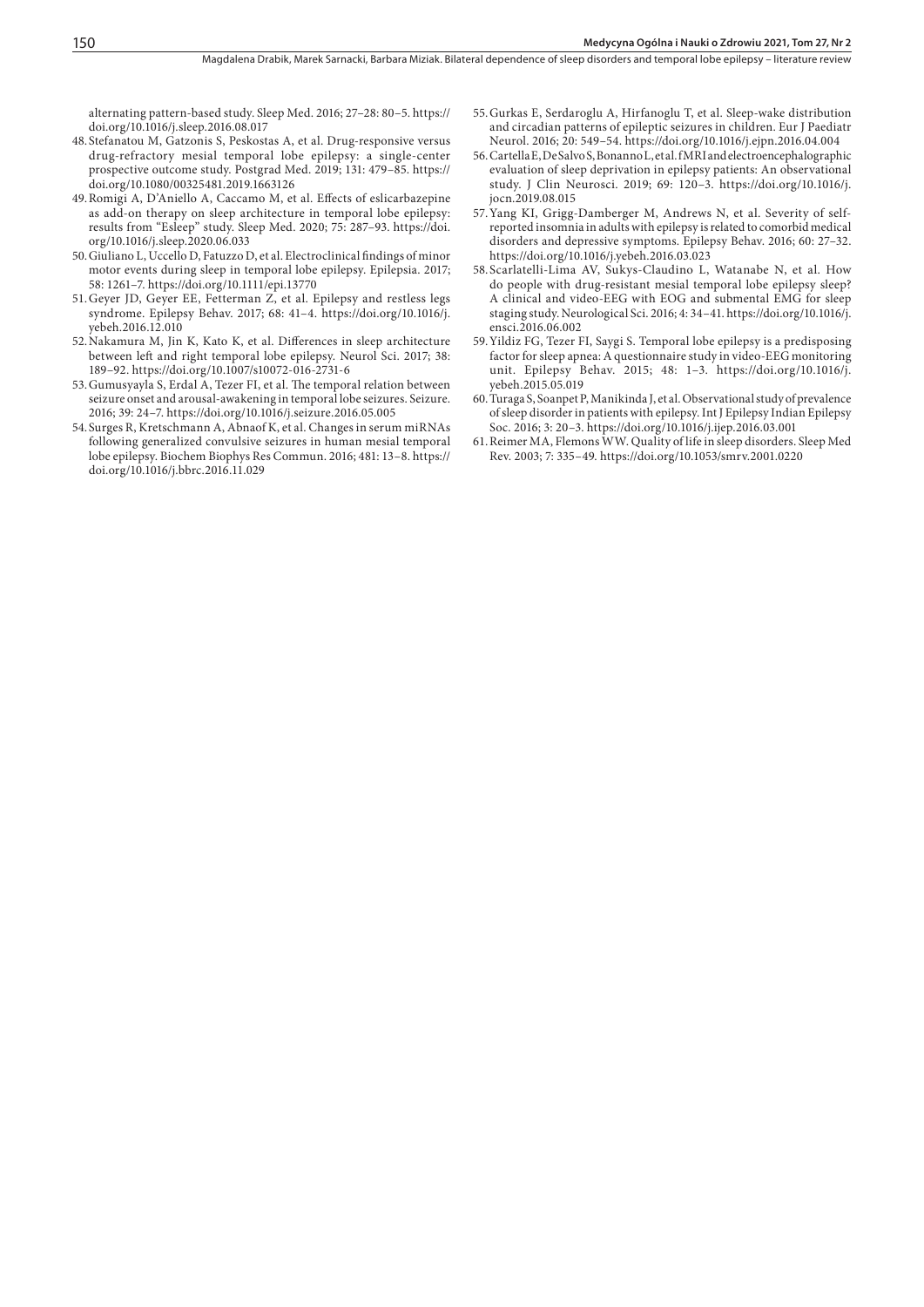alternating pattern-based study. Sleep Med. 2016; 27–28: 80–5. https://doi.org/10.1016/j.sleep.2016.08.017

48. Stefanatou M, Gatzonis S, Peskostas A, et al. Drug-responsive versus drug-refractory mesial temporal lobe epilepsy: a single-center prospective outcome study. Postgrad Med. 2019; 131: 479–85. https://doi.org/10.1080/00325481.2019.1663126
49. Romigi A, D'Aniello A, Caccamo M, et al. Effects of eslicarbazepine as add-on therapy on sleep architecture in temporal lobe epilepsy: results from "Esleep" study. Sleep Med. 2020; 75: 287–93. https://doi.org/10.1016/j.sleep.2020.06.033
50. Giuliano L, Uccello D, Fatuzzo D, et al. Electroclinical findings of minor motor events during sleep in temporal lobe epilepsy. Epilepsia. 2017; 58: 1261–7. https://doi.org/10.1111/epi.13770
51. Geyer JD, Geyer EE, Fetterman Z, et al. Epilepsy and restless legs syndrome. Epilepsy Behav. 2017; 68: 41–4. https://doi.org/10.1016/j.yebeh.2016.12.010
52. Nakamura M, Jin K, Kato K, et al. Differences in sleep architecture between left and right temporal lobe epilepsy. Neurol Sci. 2017; 38: 189–92. https://doi.org/10.1007/s10072-016-2731-6
53. Gumusyayla S, Erdal A, Tezer FI, et al. The temporal relation between seizure onset and arousal-awakening in temporal lobe seizures. Seizure. 2016; 39: 24–7. https://doi.org/10.1016/j.seizure.2016.05.005
54. Surges R, Kretschmann A, Abnaof K, et al. Changes in serum miRNAs following generalized convulsive seizures in human mesial temporal lobe epilepsy. Biochem Biophys Res Commun. 2016; 481: 13–8. https://doi.org/10.1016/j.bbrc.2016.11.029
55. Gurkas E, Serdaroglu A, Hirfanoglu T, et al. Sleep-wake distribution and circadian patterns of epileptic seizures in children. Eur J Paediatr Neurol. 2016; 20: 549–54. https://doi.org/10.1016/j.ejpn.2016.04.004
56. Cartella E, De Salvo S, Bonanno L, et al. fMRI and electroencephalographic evaluation of sleep deprivation in epilepsy patients: An observational study. J Clin Neurosci. 2019; 69: 120–3. https://doi.org/10.1016/j.jocn.2019.08.015
57. Yang KI, Grigg-Damberger M, Andrews N, et al. Severity of self-reported insomnia in adults with epilepsy is related to comorbid medical disorders and depressive symptoms. Epilepsy Behav. 2016; 60: 27–32. https://doi.org/10.1016/j.yebeh.2016.03.023
58. Scarlatelli-Lima AV, Sukys-Claudino L, Watanabe N, et al. How do people with drug-resistant mesial temporal lobe epilepsy sleep? A clinical and video-EEG with EOG and submental EMG for sleep staging study. Neurological Sci. 2016; 4: 34–41. https://doi.org/10.1016/j.ensci.2016.06.002
59. Yildiz FG, Tezer FI, Saygi S. Temporal lobe epilepsy is a predisposing factor for sleep apnea: A questionnaire study in video-EEG monitoring unit. Epilepsy Behav. 2015; 48: 1–3. https://doi.org/10.1016/j.yebeh.2015.05.019
60. Turaga S, Soanpet P, Manikinda J, et al. Observational study of prevalence of sleep disorder in patients with epilepsy. Int J Epilepsy Indian Epilepsy Soc. 2016; 3: 20–3. https://doi.org/10.1016/j.ijep.2016.03.001
61. Reimer MA, Flemons WW. Quality of life in sleep disorders. Sleep Med Rev. 2003; 7: 335–49. https://doi.org/10.1053/smrv.2001.0220